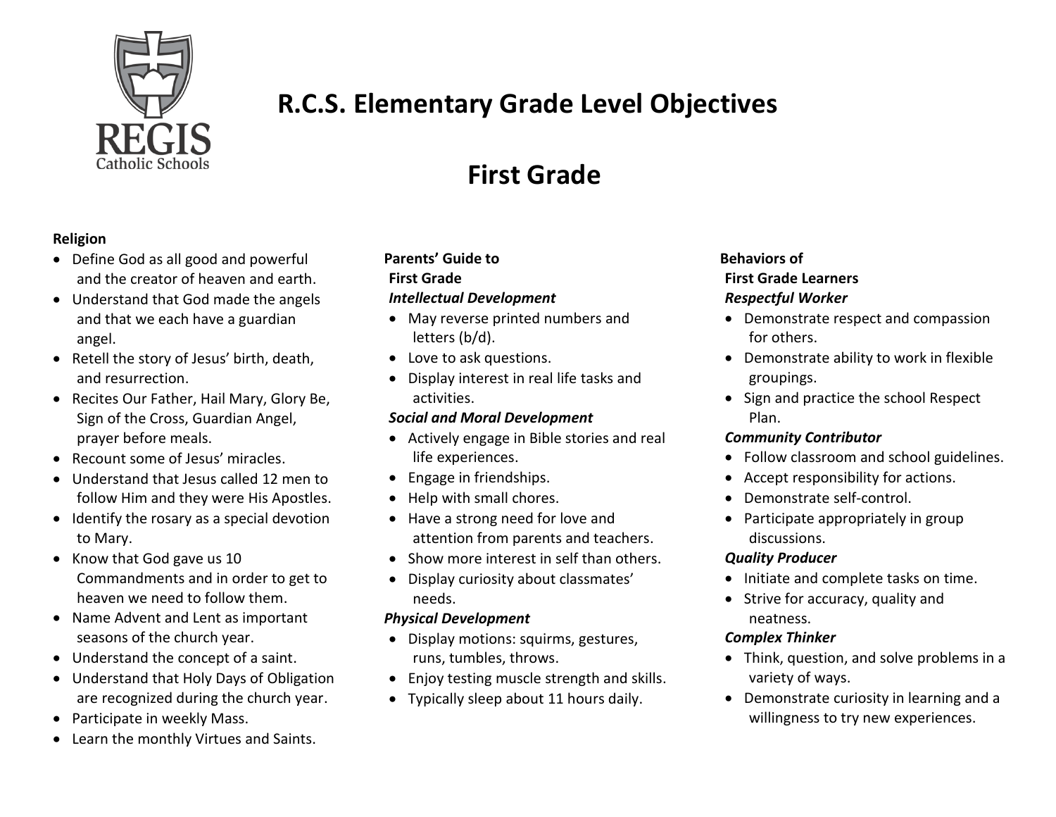# R.C.S. Elementary Grade Level Objectives

# First Grade

**Religion**

- Define God as all good and powerful and the creator of heaven and earth.
- Understand that God made the angels and that we each have a guardian angel.
- Retell the story of Jesus' birth, death, and resurrection.
- Recites Our Father, Hail Mary, Glory Be, Sign of the Cross, Guardian Angel, prayer before meals.
- Recount some of Jesus' miracles.
- Understand that Jesus called 12 men to follow Him and they were His Apostles.
- Identify the rosary as a special devotion to Mary.
- Know that God gave us 10 Commandments and in order to get to heaven we need to follow them.
- Name Advent and Lent as important seasons of the church year.
- Understand the concept of a saint.
- Understand that Holy Days of Obligation are recognized during the church year.
- Participate in weekly Mass.
- Learn the monthly Virtues and Saints.

**Parents' Guide to First Grade**

***Intellectual Development***

- May reverse printed numbers and letters (b/d).
- Love to ask questions.
- Display interest in real life tasks and activities.

***Social and Moral Development***

- Actively engage in Bible stories and real life experiences.
- Engage in friendships.
- Help with small chores.
- Have a strong need for love and attention from parents and teachers.
- Show more interest in self than others.
- Display curiosity about classmates' needs.

***Physical Development***

- Display motions: squirms, gestures, runs, tumbles, throws.
- Enjoy testing muscle strength and skills.
- Typically sleep about 11 hours daily.

**Behaviors of First Grade Learners**

***Respectful Worker***

- Demonstrate respect and compassion for others.
- Demonstrate ability to work in flexible groupings.
- Sign and practice the school Respect Plan.

***Community Contributor***

- Follow classroom and school guidelines.
- Accept responsibility for actions.
- Demonstrate self-control.
- Participate appropriately in group discussions.

***Quality Producer***

- Initiate and complete tasks on time.
- Strive for accuracy, quality and neatness.

***Complex Thinker***

- Think, question, and solve problems in a variety of ways.
- Demonstrate curiosity in learning and a willingness to try new experiences.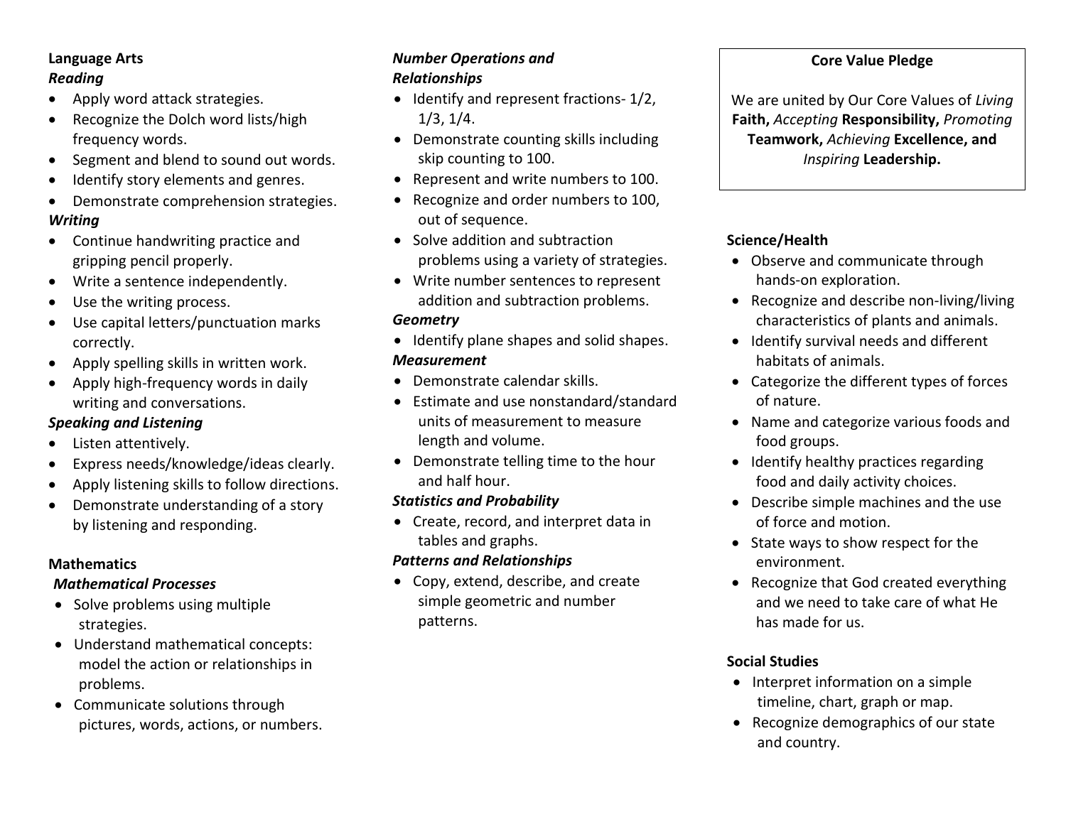## Language Arts

### *Reading*

- Apply word attack strategies.
- Recognize the Dolch word lists/high frequency words.
- Segment and blend to sound out words.
- Identify story elements and genres.
- Demonstrate comprehension strategies.

### *Writing*

- Continue handwriting practice and gripping pencil properly.
- Write a sentence independently.
- Use the writing process.
- Use capital letters/punctuation marks correctly.
- Apply spelling skills in written work.
- Apply high-frequency words in daily writing and conversations.

### *Speaking and Listening*

- Listen attentively.
- Express needs/knowledge/ideas clearly.
- Apply listening skills to follow directions.
- Demonstrate understanding of a story by listening and responding.

## Mathematics

### *Mathematical Processes*

- Solve problems using multiple strategies.
- Understand mathematical concepts: model the action or relationships in problems.
- Communicate solutions through pictures, words, actions, or numbers.

### *Number Operations and Relationships*

- Identify and represent fractions- 1/2, 1/3, 1/4.
- Demonstrate counting skills including skip counting to 100.
- Represent and write numbers to 100.
- Recognize and order numbers to 100, out of sequence.
- Solve addition and subtraction problems using a variety of strategies.
- Write number sentences to represent addition and subtraction problems.

### *Geometry*

- Identify plane shapes and solid shapes.

### *Measurement*

- Demonstrate calendar skills.
- Estimate and use nonstandard/standard units of measurement to measure length and volume.
- Demonstrate telling time to the hour and half hour.

### *Statistics and Probability*

- Create, record, and interpret data in tables and graphs.

### *Patterns and Relationships*

- Copy, extend, describe, and create simple geometric and number patterns.

---

**Core Value Pledge**

We are united by Our Core Values of *Living* **Faith,** *Accepting* **Responsibility,** *Promoting* **Teamwork,** *Achieving* **Excellence, and** *Inspiring* **Leadership.**

---

## Science/Health

- Observe and communicate through hands-on exploration.
- Recognize and describe non-living/living characteristics of plants and animals.
- Identify survival needs and different habitats of animals.
- Categorize the different types of forces of nature.
- Name and categorize various foods and food groups.
- Identify healthy practices regarding food and daily activity choices.
- Describe simple machines and the use of force and motion.
- State ways to show respect for the environment.
- Recognize that God created everything and we need to take care of what He has made for us.

## Social Studies

- Interpret information on a simple timeline, chart, graph or map.
- Recognize demographics of our state and country.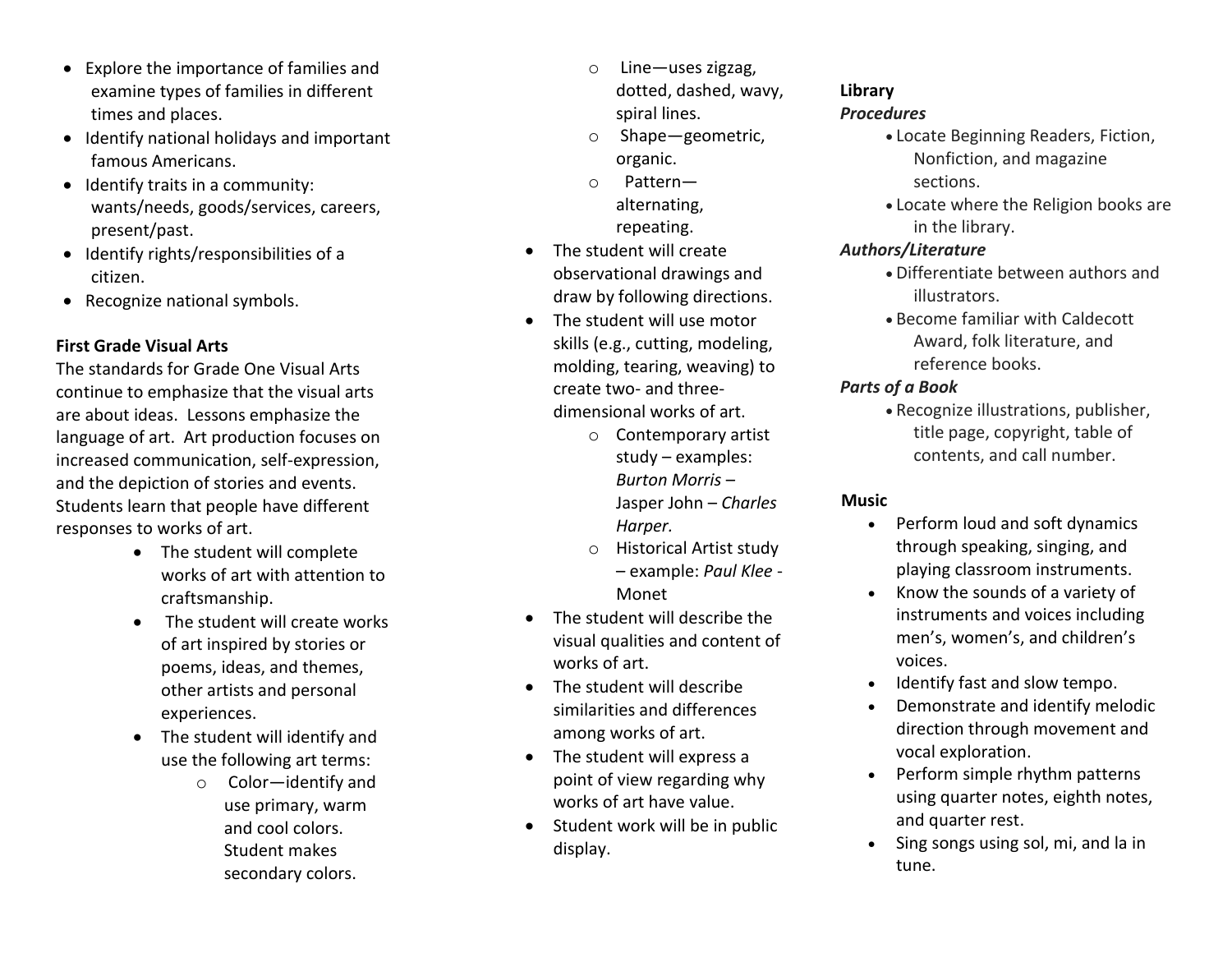- Explore the importance of families and examine types of families in different times and places.
- Identify national holidays and important famous Americans.
- Identify traits in a community: wants/needs, goods/services, careers, present/past.
- Identify rights/responsibilities of a citizen.
- Recognize national symbols.

**First Grade Visual Arts**

The standards for Grade One Visual Arts continue to emphasize that the visual arts are about ideas. Lessons emphasize the language of art. Art production focuses on increased communication, self-expression, and the depiction of stories and events. Students learn that people have different responses to works of art.

- The student will complete works of art with attention to craftsmanship.
- The student will create works of art inspired by stories or poems, ideas, and themes, other artists and personal experiences.
- The student will identify and use the following art terms:
  - Color—identify and use primary, warm and cool colors. Student makes secondary colors.
  - Line—uses zigzag, dotted, dashed, wavy, spiral lines.
  - Shape—geometric, organic.
  - Pattern—alternating, repeating.
- The student will create observational drawings and draw by following directions.
- The student will use motor skills (e.g., cutting, modeling, molding, tearing, weaving) to create two- and three-dimensional works of art.
  - Contemporary artist study – examples: *Burton Morris* – Jasper John – *Charles Harper.*
  - Historical Artist study – example: *Paul Klee* - Monet
- The student will describe the visual qualities and content of works of art.
- The student will describe similarities and differences among works of art.
- The student will express a point of view regarding why works of art have value.
- Student work will be in public display.

**Library**

***Procedures***

- Locate Beginning Readers, Fiction, Nonfiction, and magazine sections.
- Locate where the Religion books are in the library.

***Authors/Literature***

- Differentiate between authors and illustrators.
- Become familiar with Caldecott Award, folk literature, and reference books.

***Parts of a Book***

- Recognize illustrations, publisher, title page, copyright, table of contents, and call number.

**Music**

- Perform loud and soft dynamics through speaking, singing, and playing classroom instruments.
- Know the sounds of a variety of instruments and voices including men's, women's, and children's voices.
- Identify fast and slow tempo.
- Demonstrate and identify melodic direction through movement and vocal exploration.
- Perform simple rhythm patterns using quarter notes, eighth notes, and quarter rest.
- Sing songs using sol, mi, and la in tune.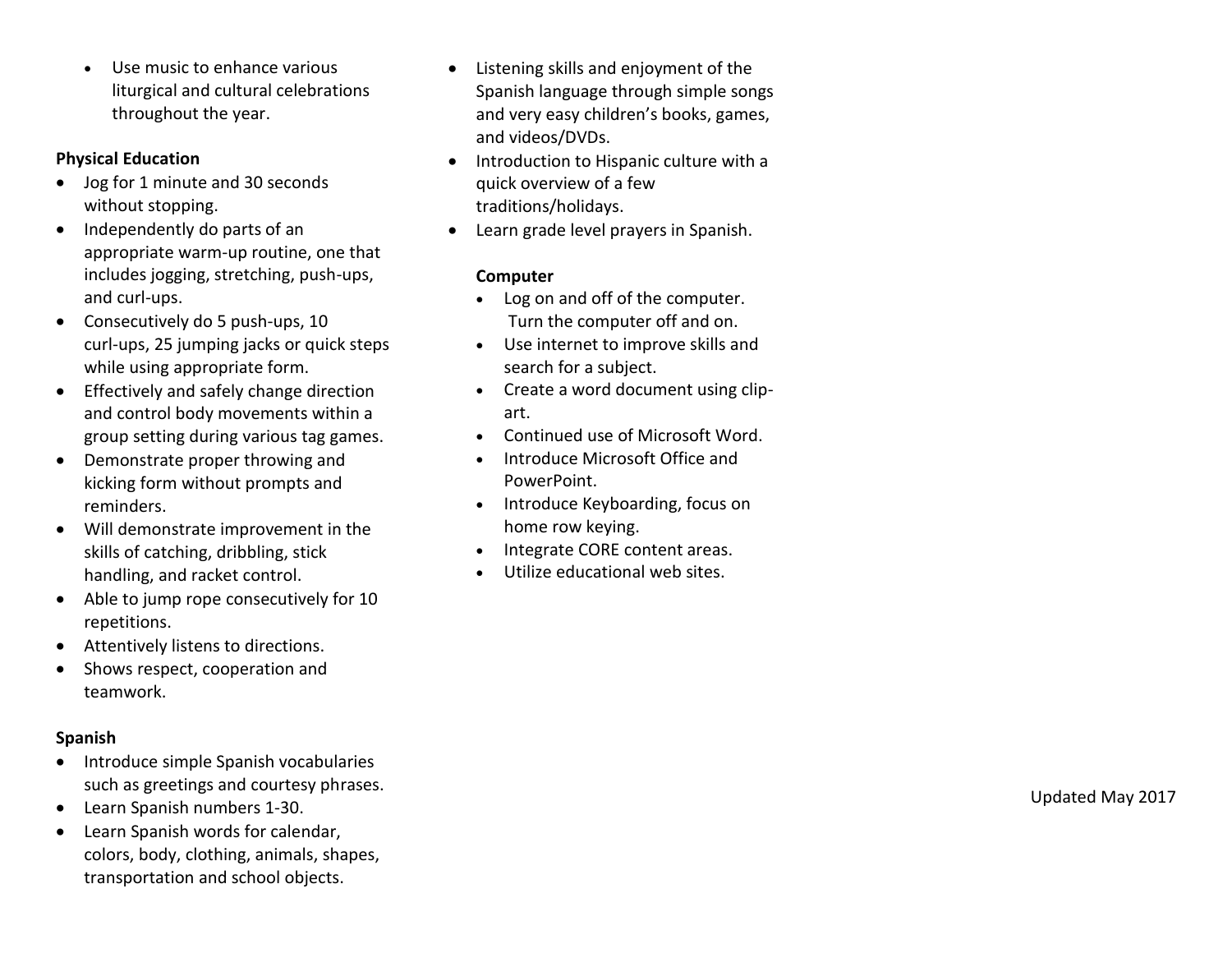- Use music to enhance various liturgical and cultural celebrations throughout the year.

**Physical Education**

- Jog for 1 minute and 30 seconds without stopping.
- Independently do parts of an appropriate warm-up routine, one that includes jogging, stretching, push-ups, and curl-ups.
- Consecutively do 5 push-ups, 10 curl-ups, 25 jumping jacks or quick steps while using appropriate form.
- Effectively and safely change direction and control body movements within a group setting during various tag games.
- Demonstrate proper throwing and kicking form without prompts and reminders.
- Will demonstrate improvement in the skills of catching, dribbling, stick handling, and racket control.
- Able to jump rope consecutively for 10 repetitions.
- Attentively listens to directions.
- Shows respect, cooperation and teamwork.

**Spanish**

- Introduce simple Spanish vocabularies such as greetings and courtesy phrases.
- Learn Spanish numbers 1-30.
- Learn Spanish words for calendar, colors, body, clothing, animals, shapes, transportation and school objects.
- Listening skills and enjoyment of the Spanish language through simple songs and very easy children's books, games, and videos/DVDs.
- Introduction to Hispanic culture with a quick overview of a few traditions/holidays.
- Learn grade level prayers in Spanish.

**Computer**

- Log on and off of the computer. Turn the computer off and on.
- Use internet to improve skills and search for a subject.
- Create a word document using clip-art.
- Continued use of Microsoft Word.
- Introduce Microsoft Office and PowerPoint.
- Introduce Keyboarding, focus on home row keying.
- Integrate CORE content areas.
- Utilize educational web sites.

Updated May 2017